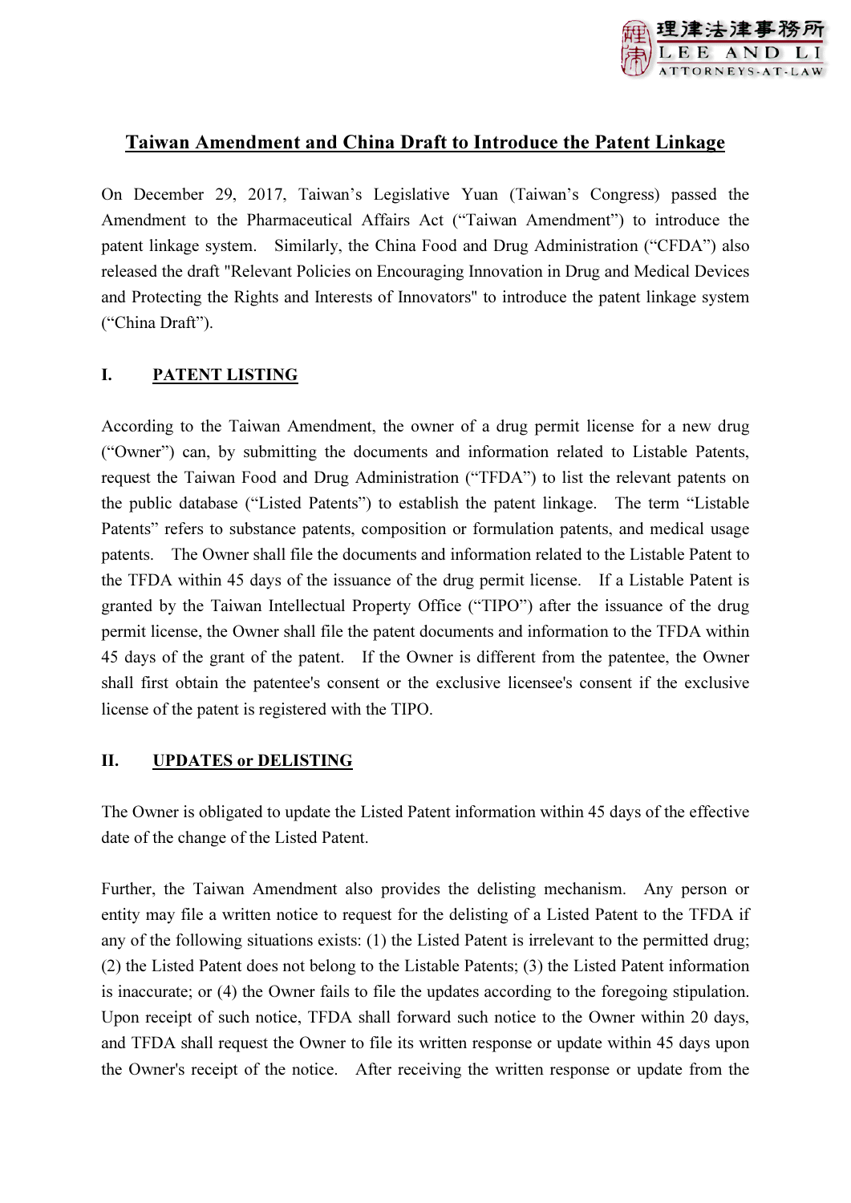# Taiwan Amendment and China Draft to Introduce the Patent Linkage

On December 29, 2017, Taiwan's Legislative Yuan (Taiwan's Congress) passed the Amendment to the Pharmaceutical Affairs Act ("Taiwan Amendment") to introduce the patent linkage system. Similarly, the China Food and Drug Administration ("CFDA") also released the draft "Relevant Policies on Encouraging Innovation in Drug and Medical Devices and Protecting the Rights and Interests of Innovators" to introduce the patent linkage system ("China Draft").

## I. PATENT LISTING

According to the Taiwan Amendment, the owner of a drug permit license for a new drug ("Owner") can, by submitting the documents and information related to Listable Patents, request the Taiwan Food and Drug Administration ("TFDA") to list the relevant patents on the public database ("Listed Patents") to establish the patent linkage. The term "Listable Patents" refers to substance patents, composition or formulation patents, and medical usage patents. The Owner shall file the documents and information related to the Listable Patent to the TFDA within 45 days of the issuance of the drug permit license. If a Listable Patent is granted by the Taiwan Intellectual Property Office ("TIPO") after the issuance of the drug permit license, the Owner shall file the patent documents and information to the TFDA within 45 days of the grant of the patent. If the Owner is different from the patentee, the Owner shall first obtain the patentee's consent or the exclusive licensee's consent if the exclusive license of the patent is registered with the TIPO.

## II. UPDATES or DELISTING

The Owner is obligated to update the Listed Patent information within 45 days of the effective date of the change of the Listed Patent.

Further, the Taiwan Amendment also provides the delisting mechanism. Any person or entity may file a written notice to request for the delisting of a Listed Patent to the TFDA if any of the following situations exists: (1) the Listed Patent is irrelevant to the permitted drug; (2) the Listed Patent does not belong to the Listable Patents; (3) the Listed Patent information is inaccurate; or (4) the Owner fails to file the updates according to the foregoing stipulation. Upon receipt of such notice, TFDA shall forward such notice to the Owner within 20 days, and TFDA shall request the Owner to file its written response or update within 45 days upon the Owner's receipt of the notice. After receiving the written response or update from the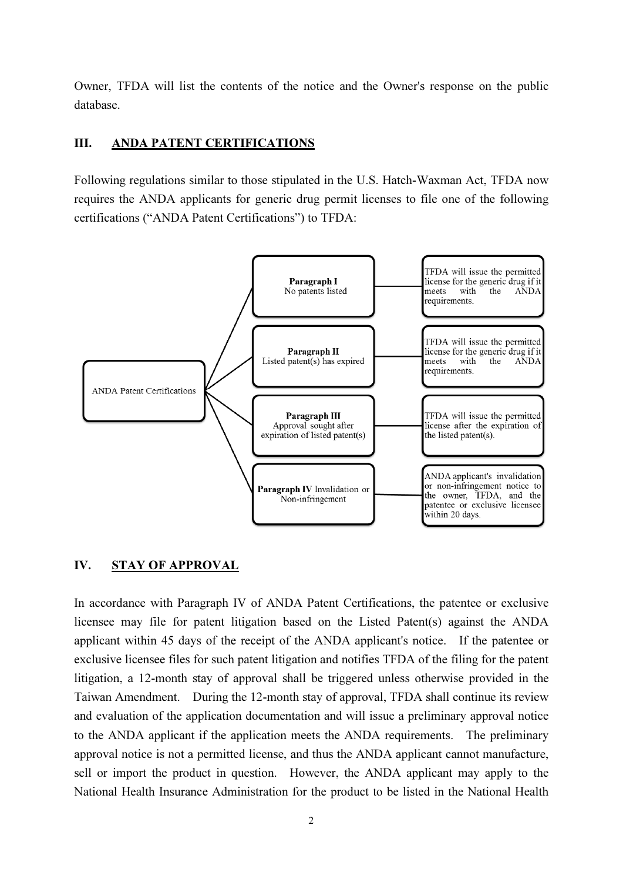Owner, TFDA will list the contents of the notice and the Owner's response on the public database.

## III. ANDA PATENT CERTIFICATIONS

Following regulations similar to those stipulated in the U.S. Hatch-Waxman Act, TFDA now requires the ANDA applicants for generic drug permit licenses to file one of the following certifications ("ANDA Patent Certifications") to TFDA:

| ANDA Patent Certifications | |
|---|---|
| **Paragraph I** No patents listed | TFDA will issue the permitted license for the generic drug if it meets with the ANDA requirements. |
| **Paragraph II** Listed patent(s) has expired | TFDA will issue the permitted license for the generic drug if it meets with the ANDA requirements. |
| **Paragraph III** Approval sought after expiration of listed patent(s) | TFDA will issue the permitted license after the expiration of the listed patent(s). |
| **Paragraph IV** Invalidation or Non-infringement | ANDA applicant's invalidation or non-infringement notice to the owner, TFDA, and the patentee or exclusive licensee within 20 days. |

## IV. STAY OF APPROVAL

In accordance with Paragraph IV of ANDA Patent Certifications, the patentee or exclusive licensee may file for patent litigation based on the Listed Patent(s) against the ANDA applicant within 45 days of the receipt of the ANDA applicant's notice. If the patentee or exclusive licensee files for such patent litigation and notifies TFDA of the filing for the patent litigation, a 12-month stay of approval shall be triggered unless otherwise provided in the Taiwan Amendment. During the 12-month stay of approval, TFDA shall continue its review and evaluation of the application documentation and will issue a preliminary approval notice to the ANDA applicant if the application meets the ANDA requirements. The preliminary approval notice is not a permitted license, and thus the ANDA applicant cannot manufacture, sell or import the product in question. However, the ANDA applicant may apply to the National Health Insurance Administration for the product to be listed in the National Health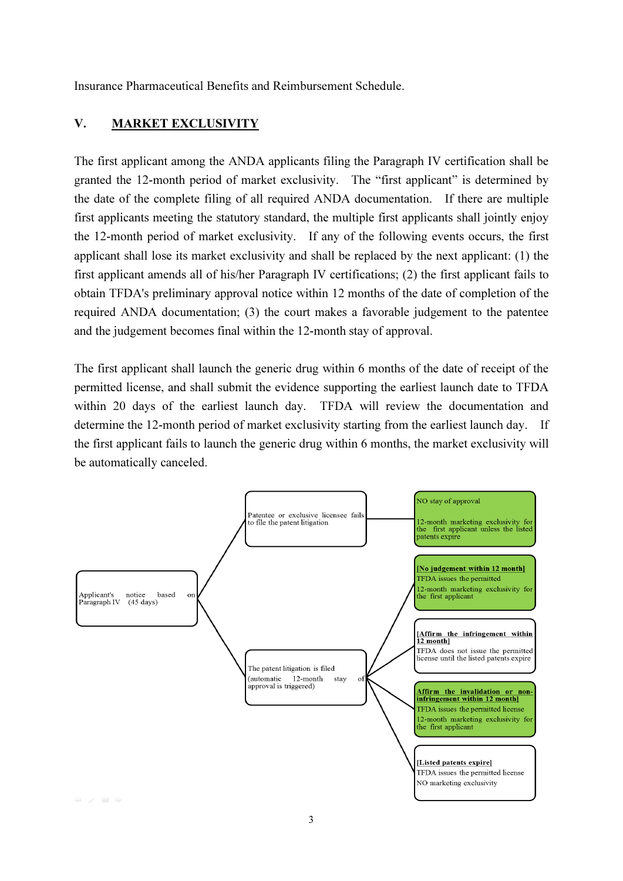Insurance Pharmaceutical Benefits and Reimbursement Schedule.

## V. MARKET EXCLUSIVITY

The first applicant among the ANDA applicants filing the Paragraph IV certification shall be granted the 12-month period of market exclusivity. The "first applicant" is determined by the date of the complete filing of all required ANDA documentation. If there are multiple first applicants meeting the statutory standard, the multiple first applicants shall jointly enjoy the 12-month period of market exclusivity. If any of the following events occurs, the first applicant shall lose its market exclusivity and shall be replaced by the next applicant: (1) the first applicant amends all of his/her Paragraph IV certifications; (2) the first applicant fails to obtain TFDA's preliminary approval notice within 12 months of the date of completion of the required ANDA documentation; (3) the court makes a favorable judgement to the patentee and the judgement becomes final within the 12-month stay of approval.

The first applicant shall launch the generic drug within 6 months of the date of receipt of the permitted license, and shall submit the evidence supporting the earliest launch date to TFDA within 20 days of the earliest launch day. TFDA will review the documentation and determine the 12-month period of market exclusivity starting from the earliest launch day. If the first applicant fails to launch the generic drug within 6 months, the market exclusivity will be automatically canceled.

Applicant's notice based on Paragraph IV (45 days)

- Patentee or exclusive licensee fails to file the patent litigation
  - NO stay of approval
    12-month marketing exclusivity for the first applicant unless the listed patents expire
- The patent litigation is filed (automatic 12-month stay of approval is triggered)
  - **[No judgement within 12 month]**
    TFDA issues the permitted
    12-month marketing exclusivity for the first applicant
  - **[Affirm the infringement within 12 month]**
    TFDA does not issue the permitted license until the listed patents expire
  - **Affirm the invalidation or non-infringement within 12 month]**
    TFDA issues the permitted license
    12-month marketing exclusivity for the first applicant
  - **[Listed patents expire]**
    TFDA issues the permitted license
    NO marketing exclusivity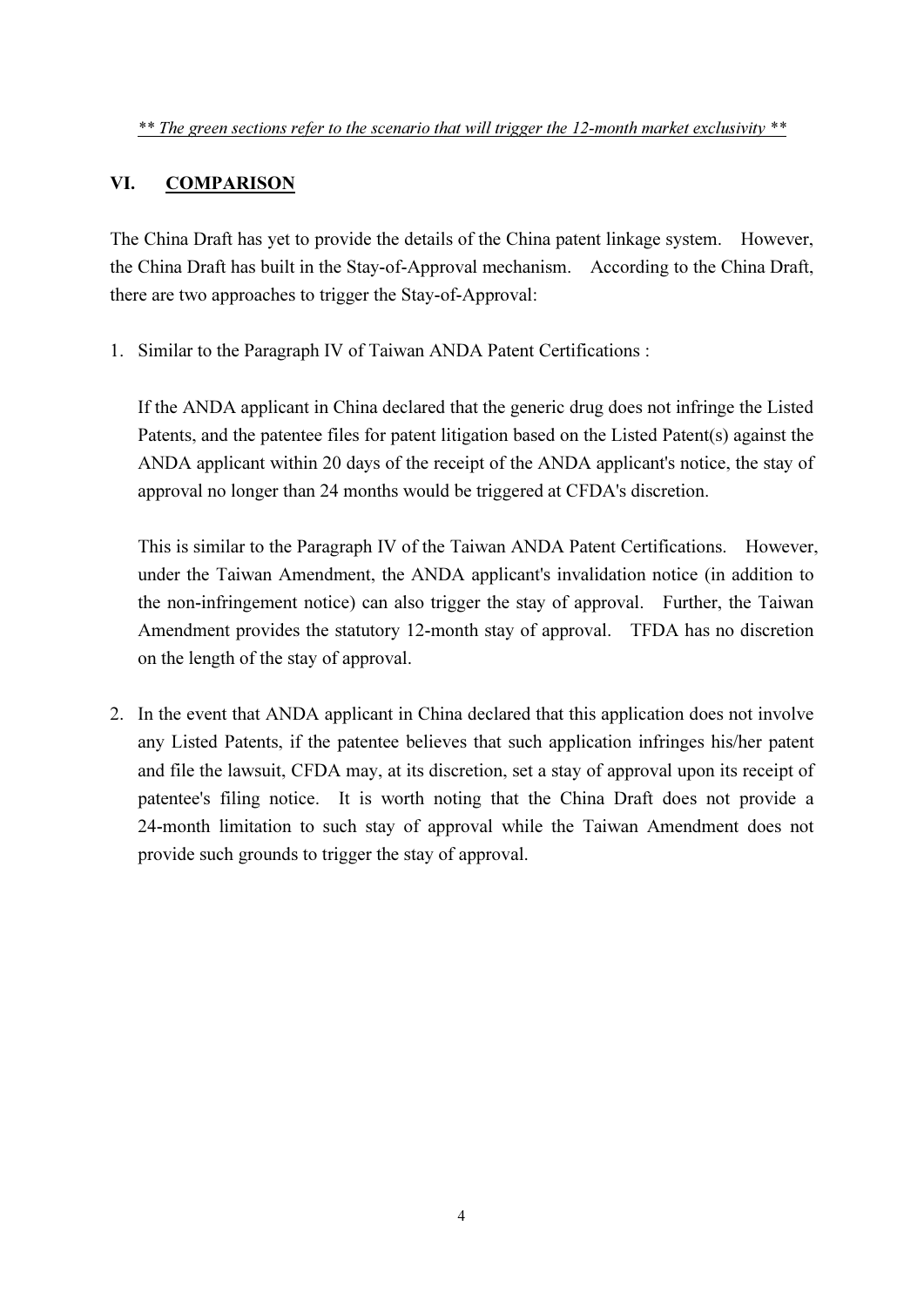*\*\* The green sections refer to the scenario that will trigger the 12-month market exclusivity \*\**

## VI. COMPARISON

The China Draft has yet to provide the details of the China patent linkage system. However, the China Draft has built in the Stay-of-Approval mechanism. According to the China Draft, there are two approaches to trigger the Stay-of-Approval:

1. Similar to the Paragraph IV of Taiwan ANDA Patent Certifications :

   If the ANDA applicant in China declared that the generic drug does not infringe the Listed Patents, and the patentee files for patent litigation based on the Listed Patent(s) against the ANDA applicant within 20 days of the receipt of the ANDA applicant's notice, the stay of approval no longer than 24 months would be triggered at CFDA's discretion.

   This is similar to the Paragraph IV of the Taiwan ANDA Patent Certifications. However, under the Taiwan Amendment, the ANDA applicant's invalidation notice (in addition to the non-infringement notice) can also trigger the stay of approval. Further, the Taiwan Amendment provides the statutory 12-month stay of approval. TFDA has no discretion on the length of the stay of approval.

2. In the event that ANDA applicant in China declared that this application does not involve any Listed Patents, if the patentee believes that such application infringes his/her patent and file the lawsuit, CFDA may, at its discretion, set a stay of approval upon its receipt of patentee's filing notice. It is worth noting that the China Draft does not provide a 24-month limitation to such stay of approval while the Taiwan Amendment does not provide such grounds to trigger the stay of approval.